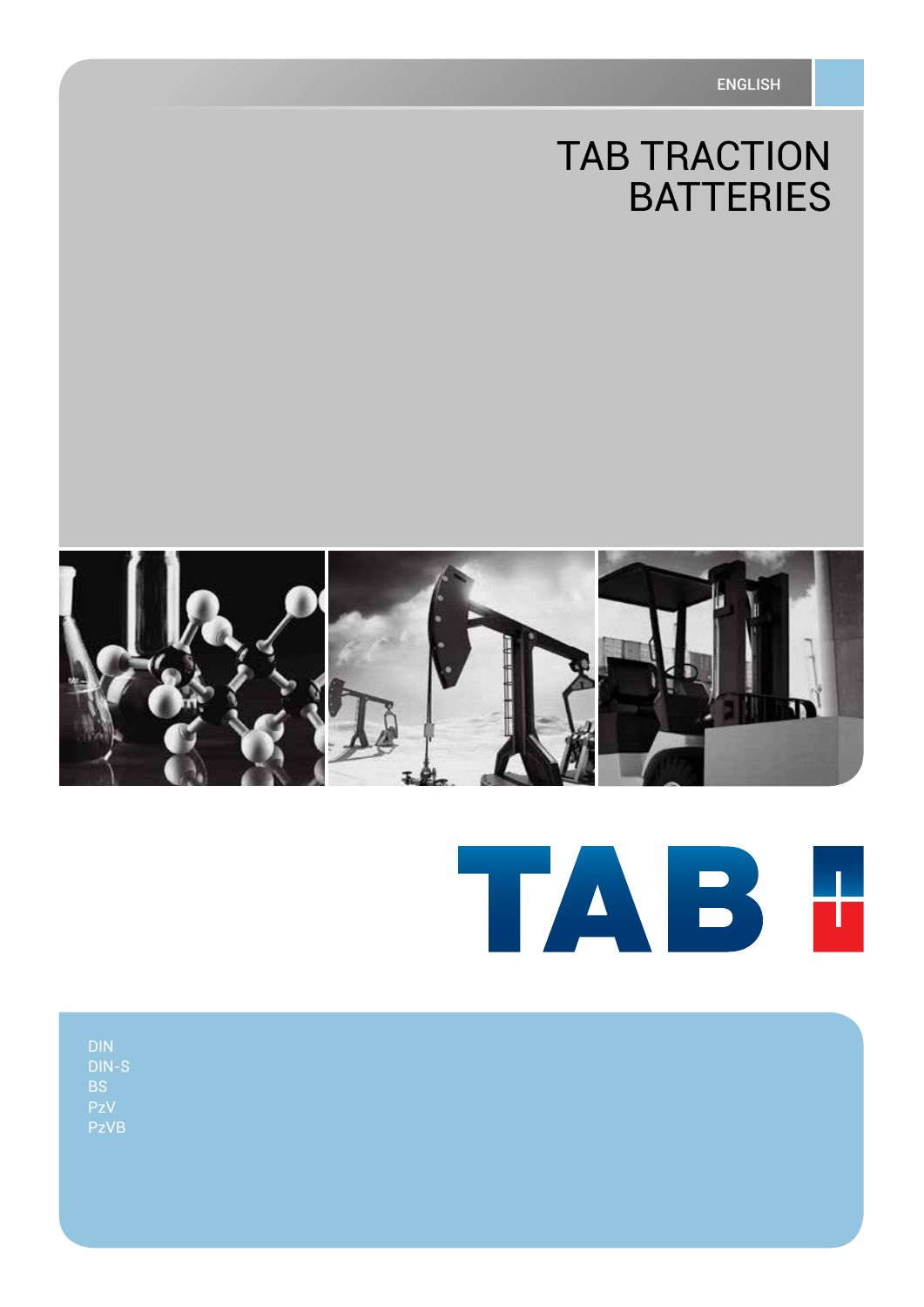ENGLISH

# TAB TRACTION BATTERIES

TAB

DIN
DIN-S
BS
PzV
PzVB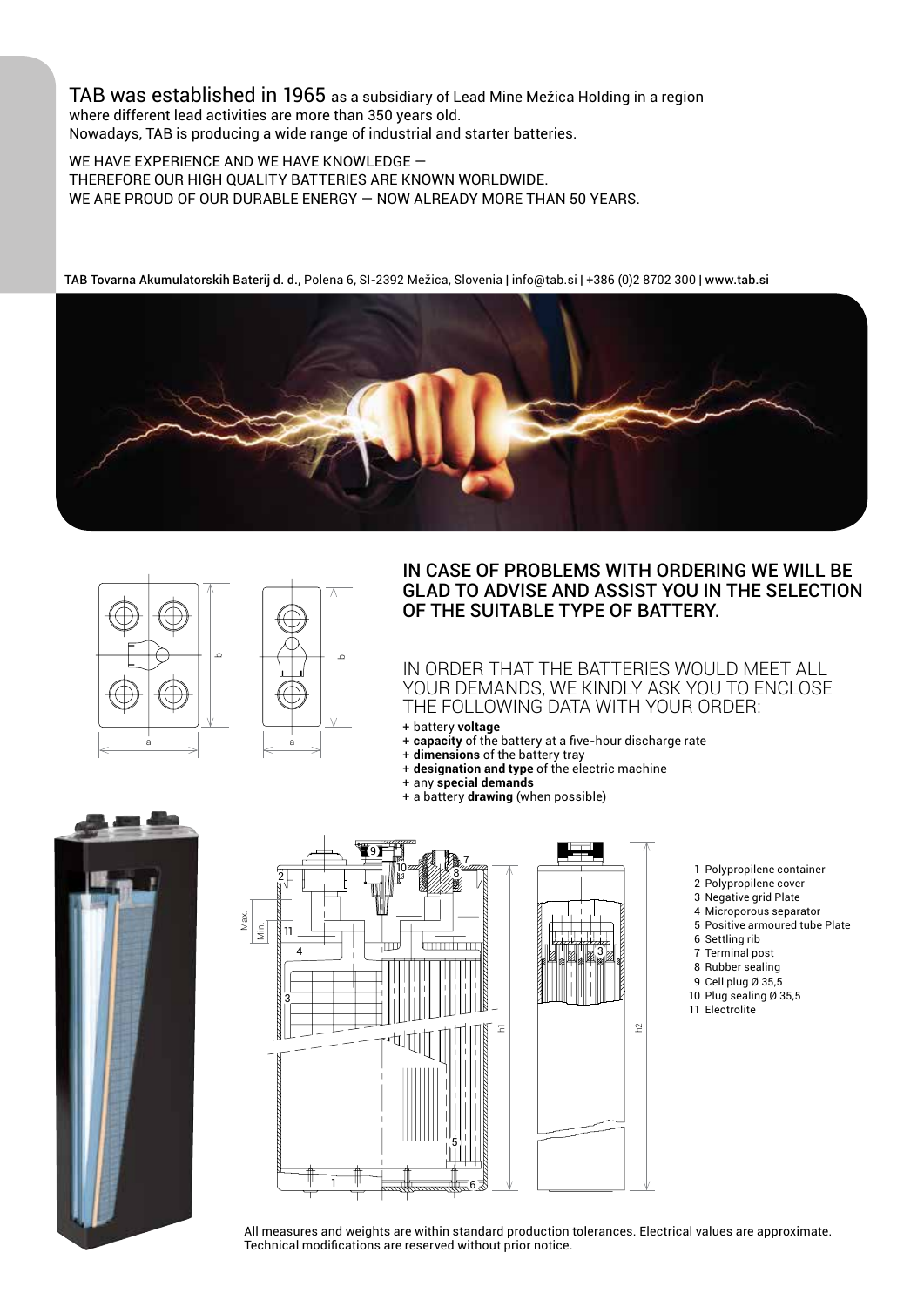TAB was established in 1965 as a subsidiary of Lead Mine Mežica Holding in a region where different lead activities are more than 350 years old.
Nowadays, TAB is producing a wide range of industrial and starter batteries.

WE HAVE EXPERIENCE AND WE HAVE KNOWLEDGE —
THEREFORE OUR HIGH QUALITY BATTERIES ARE KNOWN WORLDWIDE.
WE ARE PROUD OF OUR DURABLE ENERGY — NOW ALREADY MORE THAN 50 YEARS.

**TAB Tovarna Akumulatorskih Baterij d. d.**, Polena 6, SI-2392 Mežica, Slovenia | info@tab.si | +386 (0)2 8702 300 | **www.tab.si**

## IN CASE OF PROBLEMS WITH ORDERING WE WILL BE GLAD TO ADVISE AND ASSIST YOU IN THE SELECTION OF THE SUITABLE TYPE OF BATTERY.

IN ORDER THAT THE BATTERIES WOULD MEET ALL YOUR DEMANDS, WE KINDLY ASK YOU TO ENCLOSE THE FOLLOWING DATA WITH YOUR ORDER:

+ battery **voltage**
+ **capacity** of the battery at a five-hour discharge rate
+ **dimensions** of the battery tray
+ **designation and type** of the electric machine
+ any **special demands**
+ a battery **drawing** (when possible)

1 Polypropilene container
2 Polypropilene cover
3 Negative grid Plate
4 Microporous separator
5 Positive armoured tube Plate
6 Settling rib
7 Terminal post
8 Rubber sealing
9 Cell plug Ø 35,5
10 Plug sealing Ø 35,5
11 Electrolite

All measures and weights are within standard production tolerances. Electrical values are approximate. Technical modifications are reserved without prior notice.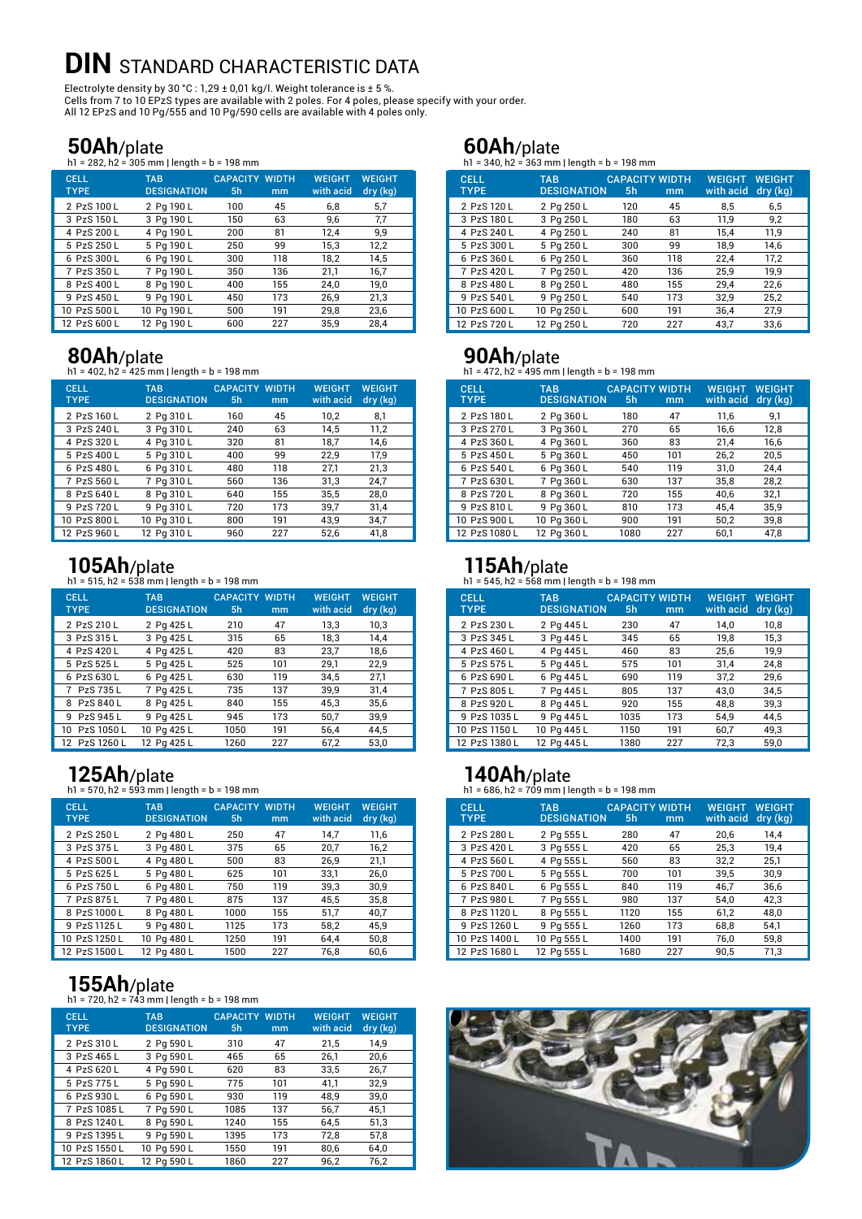# DIN STANDARD CHARACTERISTIC DATA

Electrolyte density by 30 °C : 1,29 ± 0,01 kg/l. Weight tolerance is ± 5 %.
Cells from 7 to 10 EPzS types are available with 2 poles. For 4 poles, please specify with your order.
All 12 EPzS and 10 Pg/555 and 10 Pg/590 cells are available with 4 poles only.

## 50Ah/plate

h1 = 282, h2 = 305 mm | length = b = 198 mm

| CELL TYPE | TAB DESIGNATION | CAPACITY 5h | WIDTH mm | WEIGHT with acid | WEIGHT dry (kg) |
|---|---|---|---|---|---|
| 2 PzS 100 L | 2 Pg 190 L | 100 | 45 | 6,8 | 5,7 |
| 3 PzS 150 L | 3 Pg 190 L | 150 | 63 | 9,6 | 7,7 |
| 4 PzS 200 L | 4 Pg 190 L | 200 | 81 | 12,4 | 9,9 |
| 5 PzS 250 L | 5 Pg 190 L | 250 | 99 | 15,3 | 12,2 |
| 6 PzS 300 L | 6 Pg 190 L | 300 | 118 | 18,2 | 14,5 |
| 7 PzS 350 L | 7 Pg 190 L | 350 | 136 | 21,1 | 16,7 |
| 8 PzS 400 L | 8 Pg 190 L | 400 | 155 | 24,0 | 19,0 |
| 9 PzS 450 L | 9 Pg 190 L | 450 | 173 | 26,9 | 21,3 |
| 10 PzS 500 L | 10 Pg 190 L | 500 | 191 | 29,8 | 23,6 |
| 12 PzS 600 L | 12 Pg 190 L | 600 | 227 | 35,9 | 28,4 |

## 60Ah/plate

h1 = 340, h2 = 363 mm | length = b = 198 mm

| CELL TYPE | TAB DESIGNATION | CAPACITY 5h | WIDTH mm | WEIGHT with acid | WEIGHT dry (kg) |
|---|---|---|---|---|---|
| 2 PzS 120 L | 2 Pg 250 L | 120 | 45 | 8,5 | 6,5 |
| 3 PzS 180 L | 3 Pg 250 L | 180 | 63 | 11,9 | 9,2 |
| 4 PzS 240 L | 4 Pg 250 L | 240 | 81 | 15,4 | 11,9 |
| 5 PzS 300 L | 5 Pg 250 L | 300 | 99 | 18,9 | 14,6 |
| 6 PzS 360 L | 6 Pg 250 L | 360 | 118 | 22,4 | 17,2 |
| 7 PzS 420 L | 7 Pg 250 L | 420 | 136 | 25,9 | 19,9 |
| 8 PzS 480 L | 8 Pg 250 L | 480 | 155 | 29,4 | 22,6 |
| 9 PzS 540 L | 9 Pg 250 L | 540 | 173 | 32,9 | 25,2 |
| 10 PzS 600 L | 10 Pg 250 L | 600 | 191 | 36,4 | 27,9 |
| 12 PzS 720 L | 12 Pg 250 L | 720 | 227 | 43,7 | 33,6 |

## 80Ah/plate

h1 = 402, h2 = 425 mm | length = b = 198 mm

| CELL TYPE | TAB DESIGNATION | CAPACITY 5h | WIDTH mm | WEIGHT with acid | WEIGHT dry (kg) |
|---|---|---|---|---|---|
| 2 PzS 160 L | 2 Pg 310 L | 160 | 45 | 10,2 | 8,1 |
| 3 PzS 240 L | 3 Pg 310 L | 240 | 63 | 14,5 | 11,2 |
| 4 PzS 320 L | 4 Pg 310 L | 320 | 81 | 18,7 | 14,6 |
| 5 PzS 400 L | 5 Pg 310 L | 400 | 99 | 22,9 | 17,9 |
| 6 PzS 480 L | 6 Pg 310 L | 480 | 118 | 27,1 | 21,3 |
| 7 PzS 560 L | 7 Pg 310 L | 560 | 136 | 31,3 | 24,7 |
| 8 PzS 640 L | 8 Pg 310 L | 640 | 155 | 35,5 | 28,0 |
| 9 PzS 720 L | 9 Pg 310 L | 720 | 173 | 39,7 | 31,4 |
| 10 PzS 800 L | 10 Pg 310 L | 800 | 191 | 43,9 | 34,7 |
| 12 PzS 960 L | 12 Pg 310 L | 960 | 227 | 52,6 | 41,8 |

## 90Ah/plate

h1 = 472, h2 = 495 mm | length = b = 198 mm

| CELL TYPE | TAB DESIGNATION | CAPACITY 5h | WIDTH mm | WEIGHT with acid | WEIGHT dry (kg) |
|---|---|---|---|---|---|
| 2 PzS 180 L | 2 Pg 360 L | 180 | 47 | 11,6 | 9,1 |
| 3 PzS 270 L | 3 Pg 360 L | 270 | 65 | 16,6 | 12,8 |
| 4 PzS 360 L | 4 Pg 360 L | 360 | 83 | 21,4 | 16,6 |
| 5 PzS 450 L | 5 Pg 360 L | 450 | 101 | 26,2 | 20,5 |
| 6 PzS 540 L | 6 Pg 360 L | 540 | 119 | 31,0 | 24,4 |
| 7 PzS 630 L | 7 Pg 360 L | 630 | 137 | 35,8 | 28,2 |
| 8 PzS 720 L | 8 Pg 360 L | 720 | 155 | 40,6 | 32,1 |
| 9 PzS 810 L | 9 Pg 360 L | 810 | 173 | 45,4 | 35,9 |
| 10 PzS 900 L | 10 Pg 360 L | 900 | 191 | 50,2 | 39,8 |
| 12 PzS 1080 L | 12 Pg 360 L | 1080 | 227 | 60,1 | 47,8 |

## 105Ah/plate

h1 = 515, h2 = 538 mm | length = b = 198 mm

| CELL TYPE | TAB DESIGNATION | CAPACITY 5h | WIDTH mm | WEIGHT with acid | WEIGHT dry (kg) |
|---|---|---|---|---|---|
| 2 PzS 210 L | 2 Pg 425 L | 210 | 47 | 13,3 | 10,3 |
| 3 PzS 315 L | 3 Pg 425 L | 315 | 65 | 18,3 | 14,4 |
| 4 PzS 420 L | 4 Pg 425 L | 420 | 83 | 23,7 | 18,6 |
| 5 PzS 525 L | 5 Pg 425 L | 525 | 101 | 29,1 | 22,9 |
| 6 PzS 630 L | 6 Pg 425 L | 630 | 119 | 34,5 | 27,1 |
| 7 PzS 735 L | 7 Pg 425 L | 735 | 137 | 39,9 | 31,4 |
| 8 PzS 840 L | 8 Pg 425 L | 840 | 155 | 45,3 | 35,6 |
| 9 PzS 945 L | 9 Pg 425 L | 945 | 173 | 50,7 | 39,9 |
| 10 PzS 1050 L | 10 Pg 425 L | 1050 | 191 | 56,4 | 44,5 |
| 12 PzS 1260 L | 12 Pg 425 L | 1260 | 227 | 67,2 | 53,0 |

## 115Ah/plate

h1 = 545, h2 = 568 mm | length = b = 198 mm

| CELL TYPE | TAB DESIGNATION | CAPACITY 5h | WIDTH mm | WEIGHT with acid | WEIGHT dry (kg) |
|---|---|---|---|---|---|
| 2 PzS 230 L | 2 Pg 445 L | 230 | 47 | 14,0 | 10,8 |
| 3 PzS 345 L | 3 Pg 445 L | 345 | 65 | 19,8 | 15,3 |
| 4 PzS 460 L | 4 Pg 445 L | 460 | 83 | 25,6 | 19,9 |
| 5 PzS 575 L | 5 Pg 445 L | 575 | 101 | 31,4 | 24,8 |
| 6 PzS 690 L | 6 Pg 445 L | 690 | 119 | 37,2 | 29,6 |
| 7 PzS 805 L | 7 Pg 445 L | 805 | 137 | 43,0 | 34,5 |
| 8 PzS 920 L | 8 Pg 445 L | 920 | 155 | 48,8 | 39,3 |
| 9 PzS 1035 L | 9 Pg 445 L | 1035 | 173 | 54,9 | 44,5 |
| 10 PzS 1150 L | 10 Pg 445 L | 1150 | 191 | 60,7 | 49,3 |
| 12 PzS 1380 L | 12 Pg 445 L | 1380 | 227 | 72,3 | 59,0 |

## 125Ah/plate

h1 = 570, h2 = 593 mm | length = b = 198 mm

| CELL TYPE | TAB DESIGNATION | CAPACITY 5h | WIDTH mm | WEIGHT with acid | WEIGHT dry (kg) |
|---|---|---|---|---|---|
| 2 PzS 250 L | 2 Pg 480 L | 250 | 47 | 14,7 | 11,6 |
| 3 PzS 375 L | 3 Pg 480 L | 375 | 65 | 20,7 | 16,2 |
| 4 PzS 500 L | 4 Pg 480 L | 500 | 83 | 26,9 | 21,1 |
| 5 PzS 625 L | 5 Pg 480 L | 625 | 101 | 33,1 | 26,0 |
| 6 PzS 750 L | 6 Pg 480 L | 750 | 119 | 39,3 | 30,9 |
| 7 PzS 875 L | 7 Pg 480 L | 875 | 137 | 45,5 | 35,8 |
| 8 PzS 1000 L | 8 Pg 480 L | 1000 | 155 | 51,7 | 40,7 |
| 9 PzS 1125 L | 9 Pg 480 L | 1125 | 173 | 58,2 | 45,9 |
| 10 PzS 1250 L | 10 Pg 480 L | 1250 | 191 | 64,4 | 50,8 |
| 12 PzS 1500 L | 12 Pg 480 L | 1500 | 227 | 76,8 | 60,6 |

## 140Ah/plate

h1 = 686, h2 = 709 mm | length = b = 198 mm

| CELL TYPE | TAB DESIGNATION | CAPACITY 5h | WIDTH mm | WEIGHT with acid | WEIGHT dry (kg) |
|---|---|---|---|---|---|
| 2 PzS 280 L | 2 Pg 555 L | 280 | 47 | 20,6 | 14,4 |
| 3 PzS 420 L | 3 Pg 555 L | 420 | 65 | 25,3 | 19,4 |
| 4 PzS 560 L | 4 Pg 555 L | 560 | 83 | 32,2 | 25,1 |
| 5 PzS 700 L | 5 Pg 555 L | 700 | 101 | 39,5 | 30,9 |
| 6 PzS 840 L | 6 Pg 555 L | 840 | 119 | 46,7 | 36,6 |
| 7 PzS 980 L | 7 Pg 555 L | 980 | 137 | 54,0 | 42,3 |
| 8 PzS 1120 L | 8 Pg 555 L | 1120 | 155 | 61,2 | 48,0 |
| 9 PzS 1260 L | 9 Pg 555 L | 1260 | 173 | 68,8 | 54,1 |
| 10 PzS 1400 L | 10 Pg 555 L | 1400 | 191 | 76,0 | 59,8 |
| 12 PzS 1680 L | 12 Pg 555 L | 1680 | 227 | 90,5 | 71,3 |

## 155Ah/plate

h1 = 720, h2 = 743 mm | length = b = 198 mm

| CELL TYPE | TAB DESIGNATION | CAPACITY 5h | WIDTH mm | WEIGHT with acid | WEIGHT dry (kg) |
|---|---|---|---|---|---|
| 2 PzS 310 L | 2 Pg 590 L | 310 | 47 | 21,5 | 14,9 |
| 3 PzS 465 L | 3 Pg 590 L | 465 | 65 | 26,1 | 20,6 |
| 4 PzS 620 L | 4 Pg 590 L | 620 | 83 | 33,5 | 26,7 |
| 5 PzS 775 L | 5 Pg 590 L | 775 | 101 | 41,1 | 32,9 |
| 6 PzS 930 L | 6 Pg 590 L | 930 | 119 | 48,9 | 39,0 |
| 7 PzS 1085 L | 7 Pg 590 L | 1085 | 137 | 56,7 | 45,1 |
| 8 PzS 1240 L | 8 Pg 590 L | 1240 | 155 | 64,5 | 51,3 |
| 9 PzS 1395 L | 9 Pg 590 L | 1395 | 173 | 72,8 | 57,8 |
| 10 PzS 1550 L | 10 Pg 590 L | 1550 | 191 | 80,6 | 64,0 |
| 12 PzS 1860 L | 12 Pg 590 L | 1860 | 227 | 96,2 | 76,2 |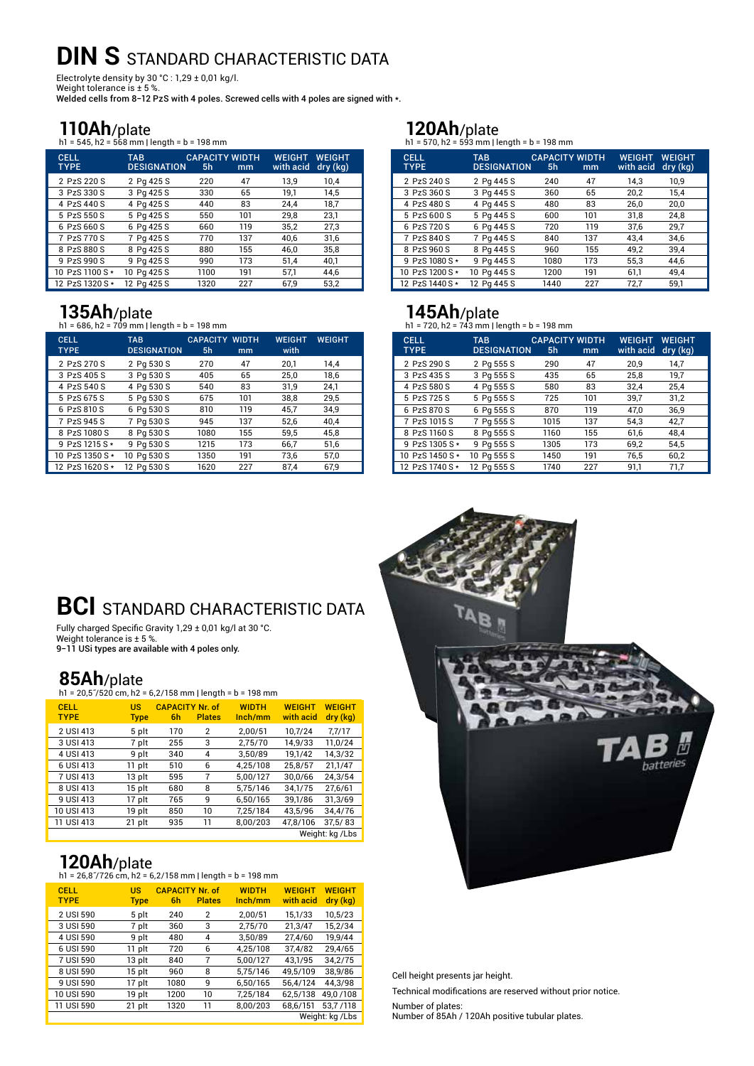# DIN S STANDARD CHARACTERISTIC DATA

Electrolyte density by 30 °C : 1,29 ± 0,01 kg/l.
Weight tolerance is ± 5 %.
**Welded cells from 8–12 PzS with 4 poles. Screwed cells with 4 poles are signed with \*.**

## 110Ah/plate

h1 = 545, h2 = 568 mm | length = b = 198 mm

| CELL TYPE | TAB DESIGNATION | CAPACITY 5h | WIDTH mm | WEIGHT with acid | WEIGHT dry (kg) |
|---|---|---|---|---|---|
| 2 PzS 220 S | 2 Pg 425 S | 220 | 47 | 13,9 | 10,4 |
| 3 PzS 330 S | 3 Pg 425 S | 330 | 65 | 19,1 | 14,5 |
| 4 PzS 440 S | 4 Pg 425 S | 440 | 83 | 24,4 | 18,7 |
| 5 PzS 550 S | 5 Pg 425 S | 550 | 101 | 29,8 | 23,1 |
| 6 PzS 660 S | 6 Pg 425 S | 660 | 119 | 35,2 | 27,3 |
| 7 PzS 770 S | 7 Pg 425 S | 770 | 137 | 40,6 | 31,6 |
| 8 PzS 880 S | 8 Pg 425 S | 880 | 155 | 46,0 | 35,8 |
| 9 PzS 990 S | 9 Pg 425 S | 990 | 173 | 51,4 | 40,1 |
| 10 PzS 1100 S * | 10 Pg 425 S | 1100 | 191 | 57,1 | 44,6 |
| 12 PzS 1320 S * | 12 Pg 425 S | 1320 | 227 | 67,9 | 53,2 |

## 120Ah/plate

h1 = 570, h2 = 593 mm | length = b = 198 mm

| CELL TYPE | TAB DESIGNATION | CAPACITY 5h | WIDTH mm | WEIGHT with acid | WEIGHT dry (kg) |
|---|---|---|---|---|---|
| 2 PzS 240 S | 2 Pg 445 S | 240 | 47 | 14,3 | 10,9 |
| 3 PzS 360 S | 3 Pg 445 S | 360 | 65 | 20,2 | 15,4 |
| 4 PzS 480 S | 4 Pg 445 S | 480 | 83 | 26,0 | 20,0 |
| 5 PzS 600 S | 5 Pg 445 S | 600 | 101 | 31,8 | 24,8 |
| 6 PzS 720 S | 6 Pg 445 S | 720 | 119 | 37,6 | 29,7 |
| 7 PzS 840 S | 7 Pg 445 S | 840 | 137 | 43,4 | 34,6 |
| 8 PzS 960 S | 8 Pg 445 S | 960 | 155 | 49,2 | 39,4 |
| 9 PzS 1080 S * | 9 Pg 445 S | 1080 | 173 | 55,3 | 44,6 |
| 10 PzS 1200 S * | 10 Pg 445 S | 1200 | 191 | 61,1 | 49,4 |
| 12 PzS 1440 S * | 12 Pg 445 S | 1440 | 227 | 72,7 | 59,1 |

## 135Ah/plate

h1 = 686, h2 = 709 mm | length = b = 198 mm

| CELL TYPE | TAB DESIGNATION | CAPACITY 5h | WIDTH mm | WEIGHT with | WEIGHT |
|---|---|---|---|---|---|
| 2 PzS 270 S | 2 Pg 530 S | 270 | 47 | 20,1 | 14,4 |
| 3 PzS 405 S | 3 Pg 530 S | 405 | 65 | 25,0 | 18,6 |
| 4 PzS 540 S | 4 Pg 530 S | 540 | 83 | 31,9 | 24,1 |
| 5 PzS 675 S | 5 Pg 530 S | 675 | 101 | 38,8 | 29,5 |
| 6 PzS 810 S | 6 Pg 530 S | 810 | 119 | 45,7 | 34,9 |
| 7 PzS 945 S | 7 Pg 530 S | 945 | 137 | 52,6 | 40,4 |
| 8 PzS 1080 S | 8 Pg 530 S | 1080 | 155 | 59,5 | 45,8 |
| 9 PzS 1215 S * | 9 Pg 530 S | 1215 | 173 | 66,7 | 51,6 |
| 10 PzS 1350 S * | 10 Pg 530 S | 1350 | 191 | 73,6 | 57,0 |
| 12 PzS 1620 S * | 12 Pg 530 S | 1620 | 227 | 87,4 | 67,9 |

## 145Ah/plate

h1 = 720, h2 = 743 mm | length = b = 198 mm

| CELL TYPE | TAB DESIGNATION | CAPACITY 5h | WIDTH mm | WEIGHT with acid | WEIGHT dry (kg) |
|---|---|---|---|---|---|
| 2 PzS 290 S | 2 Pg 555 S | 290 | 47 | 20,9 | 14,7 |
| 3 PzS 435 S | 3 Pg 555 S | 435 | 65 | 25,8 | 19,7 |
| 4 PzS 580 S | 4 Pg 555 S | 580 | 83 | 32,4 | 25,4 |
| 5 PzS 725 S | 5 Pg 555 S | 725 | 101 | 39,7 | 31,2 |
| 6 PzS 870 S | 6 Pg 555 S | 870 | 119 | 47,0 | 36,9 |
| 7 PzS 1015 S | 7 Pg 555 S | 1015 | 137 | 54,3 | 42,7 |
| 8 PzS 1160 S | 8 Pg 555 S | 1160 | 155 | 61,6 | 48,4 |
| 9 PzS 1305 S * | 9 Pg 555 S | 1305 | 173 | 69,2 | 54,5 |
| 10 PzS 1450 S * | 10 Pg 555 S | 1450 | 191 | 76,5 | 60,2 |
| 12 PzS 1740 S * | 12 Pg 555 S | 1740 | 227 | 91,1 | 71,7 |

# BCI STANDARD CHARACTERISTIC DATA

Fully charged Specific Gravity 1,29 ± 0,01 kg/l at 30 °C.
Weight tolerance is ± 5 %.
**9–11 USi types are available with 4 poles only.**

## 85Ah/plate

h1 = 20,5˝/520 cm, h2 = 6,2/158 mm | length = b = 198 mm

| CELL TYPE | US Type | CAPACITY 6h | Nr. of Plates | WIDTH Inch/mm | WEIGHT with acid | WEIGHT dry (kg) |
|---|---|---|---|---|---|---|
| 2 USI 413 | 5 plt | 170 | 2 | 2,00/51 | 10,7/24 | 7,7/17 |
| 3 USI 413 | 7 plt | 255 | 3 | 2,75/70 | 14,9/33 | 11,0/24 |
| 4 USI 413 | 9 plt | 340 | 4 | 3,50/89 | 19,1/42 | 14,3/32 |
| 6 USI 413 | 11 plt | 510 | 6 | 4,25/108 | 25,8/57 | 21,1/47 |
| 7 USI 413 | 13 plt | 595 | 7 | 5,00/127 | 30,0/66 | 24,3/54 |
| 8 USI 413 | 15 plt | 680 | 8 | 5,75/146 | 34,1/75 | 27,6/61 |
| 9 USI 413 | 17 plt | 765 | 9 | 6,50/165 | 39,1/86 | 31,3/69 |
| 10 USI 413 | 19 plt | 850 | 10 | 7,25/184 | 43,5/96 | 34,4/76 |
| 11 USI 413 | 21 plt | 935 | 11 | 8,00/203 | 47,8/106 | 37,5/ 83 |

Weight: kg /Lbs

## 120Ah/plate

h1 = 26,8˝/726 cm, h2 = 6,2/158 mm | length = b = 198 mm

| CELL TYPE | US Type | CAPACITY 6h | Nr. of Plates | WIDTH Inch/mm | WEIGHT with acid | WEIGHT dry (kg) |
|---|---|---|---|---|---|---|
| 2 USI 590 | 5 plt | 240 | 2 | 2,00/51 | 15,1/33 | 10,5/23 |
| 3 USI 590 | 7 plt | 360 | 3 | 2,75/70 | 21,3/47 | 15,2/34 |
| 4 USI 590 | 9 plt | 480 | 4 | 3,50/89 | 27,4/60 | 19,9/44 |
| 6 USI 590 | 11 plt | 720 | 6 | 4,25/108 | 37,4/82 | 29,4/65 |
| 7 USI 590 | 13 plt | 840 | 7 | 5,00/127 | 43,1/95 | 34,2/75 |
| 8 USI 590 | 15 plt | 960 | 8 | 5,75/146 | 49,5/109 | 38,9/86 |
| 9 USI 590 | 17 plt | 1080 | 9 | 6,50/165 | 56,4/124 | 44,3/98 |
| 10 USI 590 | 19 plt | 1200 | 10 | 7,25/184 | 62,5/138 | 49,0 /108 |
| 11 USI 590 | 21 plt | 1320 | 11 | 8,00/203 | 68,6/151 | 53,7 /118 |

Weight: kg /Lbs

Cell height presents jar height.

Technical modifications are reserved without prior notice.

Number of plates:
Number of 85Ah / 120Ah positive tubular plates.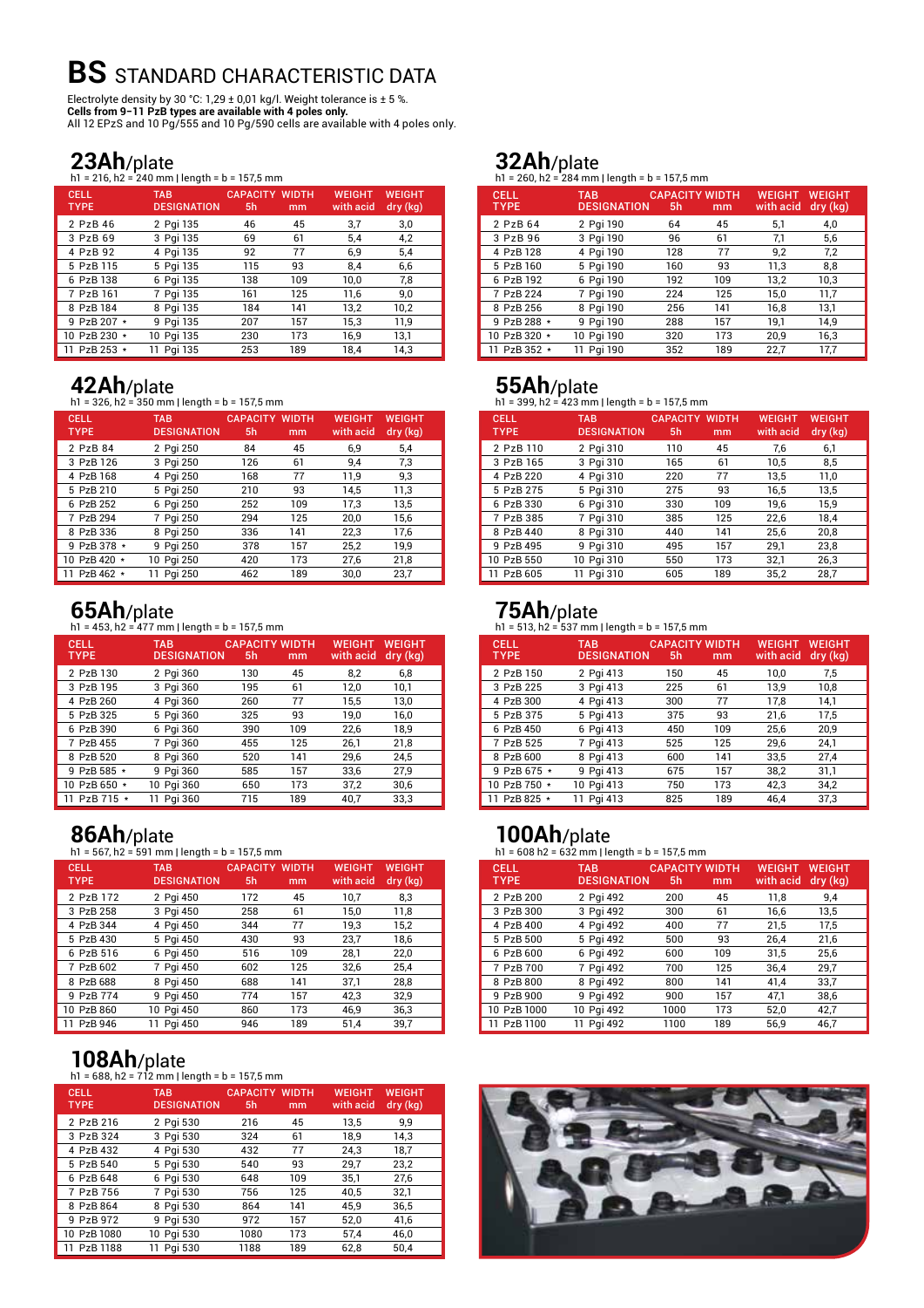# BS STANDARD CHARACTERISTIC DATA

Electrolyte density by 30 °C: 1,29 ± 0,01 kg/l. Weight tolerance is ± 5 %.
**Cells from 9–11 PzB types are available with 4 poles only.**
All 12 EPzS and 10 Pg/555 and 10 Pg/590 cells are available with 4 poles only.

## 23Ah/plate

h1 = 216, h2 = 240 mm | length = b = 157,5 mm

| CELL TYPE | TAB DESIGNATION | CAPACITY 5h | WIDTH mm | WEIGHT with acid | WEIGHT dry (kg) |
|---|---|---|---|---|---|
| 2 PzB 46 | 2 Pgi 135 | 46 | 45 | 3,7 | 3,0 |
| 3 PzB 69 | 3 Pgi 135 | 69 | 61 | 5,4 | 4,2 |
| 4 PzB 92 | 4 Pgi 135 | 92 | 77 | 6,9 | 5,4 |
| 5 PzB 115 | 5 Pgi 135 | 115 | 93 | 8,4 | 6,6 |
| 6 PzB 138 | 6 Pgi 135 | 138 | 109 | 10,0 | 7,8 |
| 7 PzB 161 | 7 Pgi 135 | 161 | 125 | 11,6 | 9,0 |
| 8 PzB 184 | 8 Pgi 135 | 184 | 141 | 13,2 | 10,2 |
| 9 PzB 207 * | 9 Pgi 135 | 207 | 157 | 15,3 | 11,9 |
| 10 PzB 230 * | 10 Pgi 135 | 230 | 173 | 16,9 | 13,1 |
| 11 PzB 253 * | 11 Pgi 135 | 253 | 189 | 18,4 | 14,3 |

## 42Ah/plate

h1 = 326, h2 = 350 mm | length = b = 157,5 mm

| CELL TYPE | TAB DESIGNATION | CAPACITY 5h | WIDTH mm | WEIGHT with acid | WEIGHT dry (kg) |
|---|---|---|---|---|---|
| 2 PzB 84 | 2 Pgi 250 | 84 | 45 | 6,9 | 5,4 |
| 3 PzB 126 | 3 Pgi 250 | 126 | 61 | 9,4 | 7,3 |
| 4 PzB 168 | 4 Pgi 250 | 168 | 77 | 11,9 | 9,3 |
| 5 PzB 210 | 5 Pgi 250 | 210 | 93 | 14,5 | 11,3 |
| 6 PzB 252 | 6 Pgi 250 | 252 | 109 | 17,3 | 13,5 |
| 7 PzB 294 | 7 Pgi 250 | 294 | 125 | 20,0 | 15,6 |
| 8 PzB 336 | 8 Pgi 250 | 336 | 141 | 22,3 | 17,6 |
| 9 PzB 378 * | 9 Pgi 250 | 378 | 157 | 25,2 | 19,9 |
| 10 PzB 420 * | 10 Pgi 250 | 420 | 173 | 27,6 | 21,8 |
| 11 PzB 462 * | 11 Pgi 250 | 462 | 189 | 30,0 | 23,7 |

## 65Ah/plate

h1 = 453, h2 = 477 mm | length = b = 157,5 mm

| CELL TYPE | TAB DESIGNATION | CAPACITY 5h | WIDTH mm | WEIGHT with acid | WEIGHT dry (kg) |
|---|---|---|---|---|---|
| 2 PzB 130 | 2 Pgi 360 | 130 | 45 | 8,2 | 6,8 |
| 3 PzB 195 | 3 Pgi 360 | 195 | 61 | 12,0 | 10,1 |
| 4 PzB 260 | 4 Pgi 360 | 260 | 77 | 15,5 | 13,0 |
| 5 PzB 325 | 5 Pgi 360 | 325 | 93 | 19,0 | 16,0 |
| 6 PzB 390 | 6 Pgi 360 | 390 | 109 | 22,6 | 18,9 |
| 7 PzB 455 | 7 Pgi 360 | 455 | 125 | 26,1 | 21,8 |
| 8 PzB 520 | 8 Pgi 360 | 520 | 141 | 29,6 | 24,5 |
| 9 PzB 585 * | 9 Pgi 360 | 585 | 157 | 33,6 | 27,9 |
| 10 PzB 650 * | 10 Pgi 360 | 650 | 173 | 37,2 | 30,6 |
| 11 PzB 715 * | 11 Pgi 360 | 715 | 189 | 40,7 | 33,3 |

## 86Ah/plate

h1 = 567, h2 = 591 mm | length = b = 157,5 mm

| CELL TYPE | TAB DESIGNATION | CAPACITY 5h | WIDTH mm | WEIGHT with acid | WEIGHT dry (kg) |
|---|---|---|---|---|---|
| 2 PzB 172 | 2 Pgi 450 | 172 | 45 | 10,7 | 8,3 |
| 3 PzB 258 | 3 Pgi 450 | 258 | 61 | 15,0 | 11,8 |
| 4 PzB 344 | 4 Pgi 450 | 344 | 77 | 19,3 | 15,2 |
| 5 PzB 430 | 5 Pgi 450 | 430 | 93 | 23,7 | 18,6 |
| 6 PzB 516 | 6 Pgi 450 | 516 | 109 | 28,1 | 22,0 |
| 7 PzB 602 | 7 Pgi 450 | 602 | 125 | 32,6 | 25,4 |
| 8 PzB 688 | 8 Pgi 450 | 688 | 141 | 37,1 | 28,8 |
| 9 PzB 774 | 9 Pgi 450 | 774 | 157 | 42,3 | 32,9 |
| 10 PzB 860 | 10 Pgi 450 | 860 | 173 | 46,9 | 36,3 |
| 11 PzB 946 | 11 Pgi 450 | 946 | 189 | 51,4 | 39,7 |

## 108Ah/plate

h1 = 688, h2 = 712 mm | length = b = 157,5 mm

| CELL TYPE | TAB DESIGNATION | CAPACITY 5h | WIDTH mm | WEIGHT with acid | WEIGHT dry (kg) |
|---|---|---|---|---|---|
| 2 PzB 216 | 2 Pgi 530 | 216 | 45 | 13,5 | 9,9 |
| 3 PzB 324 | 3 Pgi 530 | 324 | 61 | 18,9 | 14,3 |
| 4 PzB 432 | 4 Pgi 530 | 432 | 77 | 24,3 | 18,7 |
| 5 PzB 540 | 5 Pgi 530 | 540 | 93 | 29,7 | 23,2 |
| 6 PzB 648 | 6 Pgi 530 | 648 | 109 | 35,1 | 27,6 |
| 7 PzB 756 | 7 Pgi 530 | 756 | 125 | 40,5 | 32,1 |
| 8 PzB 864 | 8 Pgi 530 | 864 | 141 | 45,9 | 36,5 |
| 9 PzB 972 | 9 Pgi 530 | 972 | 157 | 52,0 | 41,6 |
| 10 PzB 1080 | 10 Pgi 530 | 1080 | 173 | 57,4 | 46,0 |
| 11 PzB 1188 | 11 Pgi 530 | 1188 | 189 | 62,8 | 50,4 |

## 32Ah/plate

h1 = 260, h2 = 284 mm | length = b = 157,5 mm

| CELL TYPE | TAB DESIGNATION | CAPACITY 5h | WIDTH mm | WEIGHT with acid | WEIGHT dry (kg) |
|---|---|---|---|---|---|
| 2 PzB 64 | 2 Pgi 190 | 64 | 45 | 5,1 | 4,0 |
| 3 PzB 96 | 3 Pgi 190 | 96 | 61 | 7,1 | 5,6 |
| 4 PzB 128 | 4 Pgi 190 | 128 | 77 | 9,2 | 7,2 |
| 5 PzB 160 | 5 Pgi 190 | 160 | 93 | 11,3 | 8,8 |
| 6 PzB 192 | 6 Pgi 190 | 192 | 109 | 13,2 | 10,3 |
| 7 PzB 224 | 7 Pgi 190 | 224 | 125 | 15,0 | 11,7 |
| 8 PzB 256 | 8 Pgi 190 | 256 | 141 | 16,8 | 13,1 |
| 9 PzB 288 * | 9 Pgi 190 | 288 | 157 | 19,1 | 14,9 |
| 10 PzB 320 * | 10 Pgi 190 | 320 | 173 | 20,9 | 16,3 |
| 11 PzB 352 * | 11 Pgi 190 | 352 | 189 | 22,7 | 17,7 |

## 55Ah/plate

h1 = 399, h2 = 423 mm | length = b = 157,5 mm

| CELL TYPE | TAB DESIGNATION | CAPACITY 5h | WIDTH mm | WEIGHT with acid | WEIGHT dry (kg) |
|---|---|---|---|---|---|
| 2 PzB 110 | 2 Pgi 310 | 110 | 45 | 7,6 | 6,1 |
| 3 PzB 165 | 3 Pgi 310 | 165 | 61 | 10,5 | 8,5 |
| 4 PzB 220 | 4 Pgi 310 | 220 | 77 | 13,5 | 11,0 |
| 5 PzB 275 | 5 Pgi 310 | 275 | 93 | 16,5 | 13,5 |
| 6 PzB 330 | 6 Pgi 310 | 330 | 109 | 19,6 | 15,9 |
| 7 PzB 385 | 7 Pgi 310 | 385 | 125 | 22,6 | 18,4 |
| 8 PzB 440 | 8 Pgi 310 | 440 | 141 | 25,6 | 20,8 |
| 9 PzB 495 | 9 Pgi 310 | 495 | 157 | 29,1 | 23,8 |
| 10 PzB 550 | 10 Pgi 310 | 550 | 173 | 32,1 | 26,3 |
| 11 PzB 605 | 11 Pgi 310 | 605 | 189 | 35,2 | 28,7 |

## 75Ah/plate

h1 = 513, h2 = 537 mm | length = b = 157,5 mm

| CELL TYPE | TAB DESIGNATION | CAPACITY 5h | WIDTH mm | WEIGHT with acid | WEIGHT dry (kg) |
|---|---|---|---|---|---|
| 2 PzB 150 | 2 Pgi 413 | 150 | 45 | 10,0 | 7,5 |
| 3 PzB 225 | 3 Pgi 413 | 225 | 61 | 13,9 | 10,8 |
| 4 PzB 300 | 4 Pgi 413 | 300 | 77 | 17,8 | 14,1 |
| 5 PzB 375 | 5 Pgi 413 | 375 | 93 | 21,6 | 17,5 |
| 6 PzB 450 | 6 Pgi 413 | 450 | 109 | 25,6 | 20,9 |
| 7 PzB 525 | 7 Pgi 413 | 525 | 125 | 29,6 | 24,1 |
| 8 PzB 600 | 8 Pgi 413 | 600 | 141 | 33,5 | 27,4 |
| 9 PzB 675 * | 9 Pgi 413 | 675 | 157 | 38,2 | 31,1 |
| 10 PzB 750 * | 10 Pgi 413 | 750 | 173 | 42,3 | 34,2 |
| 11 PzB 825 * | 11 Pgi 413 | 825 | 189 | 46,4 | 37,3 |

## 100Ah/plate

h1 = 608 h2 = 632 mm | length = b = 157,5 mm

| CELL TYPE | TAB DESIGNATION | CAPACITY 5h | WIDTH mm | WEIGHT with acid | WEIGHT dry (kg) |
|---|---|---|---|---|---|
| 2 PzB 200 | 2 Pgi 492 | 200 | 45 | 11,8 | 9,4 |
| 3 PzB 300 | 3 Pgi 492 | 300 | 61 | 16,6 | 13,5 |
| 4 PzB 400 | 4 Pgi 492 | 400 | 77 | 21,5 | 17,5 |
| 5 PzB 500 | 5 Pgi 492 | 500 | 93 | 26,4 | 21,6 |
| 6 PzB 600 | 6 Pgi 492 | 600 | 109 | 31,5 | 25,6 |
| 7 PzB 700 | 7 Pgi 492 | 700 | 125 | 36,4 | 29,7 |
| 8 PzB 800 | 8 Pgi 492 | 800 | 141 | 41,4 | 33,7 |
| 9 PzB 900 | 9 Pgi 492 | 900 | 157 | 47,1 | 38,6 |
| 10 PzB 1000 | 10 Pgi 492 | 1000 | 173 | 52,0 | 42,7 |
| 11 PzB 1100 | 11 Pgi 492 | 1100 | 189 | 56,9 | 46,7 |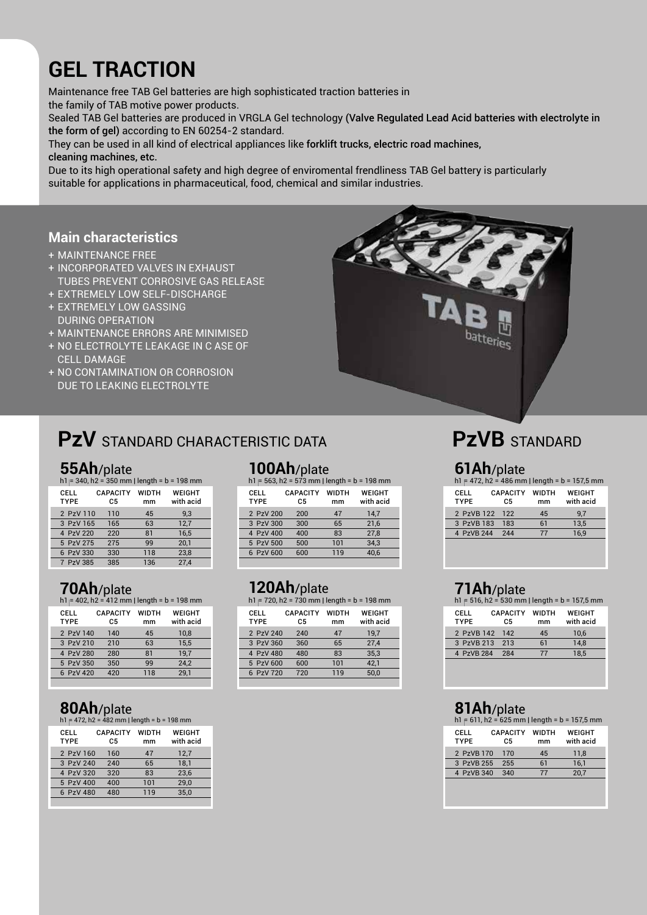# GEL TRACTION

Maintenance free TAB Gel batteries are high sophisticated traction batteries in the family of TAB motive power products.

Sealed TAB Gel batteries are produced in VRGLA Gel technology **(Valve Regulated Lead Acid batteries with electrolyte in the form of gel)** according to EN 60254-2 standard.

They can be used in all kind of electrical appliances like **forklift trucks, electric road machines, cleaning machines, etc.**

Due to its high operational safety and high degree of enviromental frendliness TAB Gel battery is particularly suitable for applications in pharmaceutical, food, chemical and similar industries.

## Main characteristics

- \+ MAINTENANCE FREE
- \+ INCORPORATED VALVES IN EXHAUST TUBES PREVENT CORROSIVE GAS RELEASE
- \+ EXTREMELY LOW SELF-DISCHARGE
- \+ EXTREMELY LOW GASSING DURING OPERATION
- \+ MAINTENANCE ERRORS ARE MINIMISED
- \+ NO ELECTROLYTE LEAKAGE IN C ASE OF CELL DAMAGE
- \+ NO CONTAMINATION OR CORROSION DUE TO LEAKING ELECTROLYTE

## PzV STANDARD CHARACTERISTIC DATA

### 55Ah/plate

h1 = 340, h2 = 350 mm | length = b = 198 mm

| CELL TYPE | CAPACITY C5 | WIDTH mm | WEIGHT with acid |
|---|---|---|---|
| 2 PzV 110 | 110 | 45 | 9,3 |
| 3 PzV 165 | 165 | 63 | 12,7 |
| 4 PzV 220 | 220 | 81 | 16,5 |
| 5 PzV 275 | 275 | 99 | 20,1 |
| 6 PzV 330 | 330 | 118 | 23,8 |
| 7 PzV 385 | 385 | 136 | 27,4 |

### 70Ah/plate

h1 = 402, h2 = 412 mm | length = b = 198 mm

| CELL TYPE | CAPACITY C5 | WIDTH mm | WEIGHT with acid |
|---|---|---|---|
| 2 PzV 140 | 140 | 45 | 10,8 |
| 3 PzV 210 | 210 | 63 | 15,5 |
| 4 PzV 280 | 280 | 81 | 19,7 |
| 5 PzV 350 | 350 | 99 | 24,2 |
| 6 PzV 420 | 420 | 118 | 29,1 |

### 80Ah/plate

h1 = 472, h2 = 482 mm | length = b = 198 mm

| CELL TYPE | CAPACITY C5 | WIDTH mm | WEIGHT with acid |
|---|---|---|---|
| 2 PzV 160 | 160 | 47 | 12,7 |
| 3 PzV 240 | 240 | 65 | 18,1 |
| 4 PzV 320 | 320 | 83 | 23,6 |
| 5 PzV 400 | 400 | 101 | 29,0 |
| 6 PzV 480 | 480 | 119 | 35,0 |

### 100Ah/plate

h1 = 563, h2 = 573 mm | length = b = 198 mm

| CELL TYPE | CAPACITY C5 | WIDTH mm | WEIGHT with acid |
|---|---|---|---|
| 2 PzV 200 | 200 | 47 | 14,7 |
| 3 PzV 300 | 300 | 65 | 21,6 |
| 4 PzV 400 | 400 | 83 | 27,8 |
| 5 PzV 500 | 500 | 101 | 34,3 |
| 6 PzV 600 | 600 | 119 | 40,6 |

### 120Ah/plate

h1 = 720, h2 = 730 mm | length = b = 198 mm

| CELL TYPE | CAPACITY C5 | WIDTH mm | WEIGHT with acid |
|---|---|---|---|
| 2 PzV 240 | 240 | 47 | 19,7 |
| 3 PzV 360 | 360 | 65 | 27,4 |
| 4 PzV 480 | 480 | 83 | 35,3 |
| 5 PzV 600 | 600 | 101 | 42,1 |
| 6 PzV 720 | 720 | 119 | 50,0 |

## PzVB STANDARD

### 61Ah/plate

h1 = 472, h2 = 486 mm | length = b = 157,5 mm

| CELL TYPE | CAPACITY C5 | WIDTH mm | WEIGHT with acid |
|---|---|---|---|
| 2 PzVB 122 | 122 | 45 | 9,7 |
| 3 PzVB 183 | 183 | 61 | 13,5 |
| 4 PzVB 244 | 244 | 77 | 16,9 |

### 71Ah/plate

h1 = 516, h2 = 530 mm | length = b = 157,5 mm

| CELL TYPE | CAPACITY C5 | WIDTH mm | WEIGHT with acid |
|---|---|---|---|
| 2 PzVB 142 | 142 | 45 | 10,6 |
| 3 PzVB 213 | 213 | 61 | 14,8 |
| 4 PzVB 284 | 284 | 77 | 18,5 |

### 81Ah/plate

h1 = 611, h2 = 625 mm | length = b = 157,5 mm

| CELL TYPE | CAPACITY C5 | WIDTH mm | WEIGHT with acid |
|---|---|---|---|
| 2 PzVB 170 | 170 | 45 | 11,8 |
| 3 PzVB 255 | 255 | 61 | 16,1 |
| 4 PzVB 340 | 340 | 77 | 20,7 |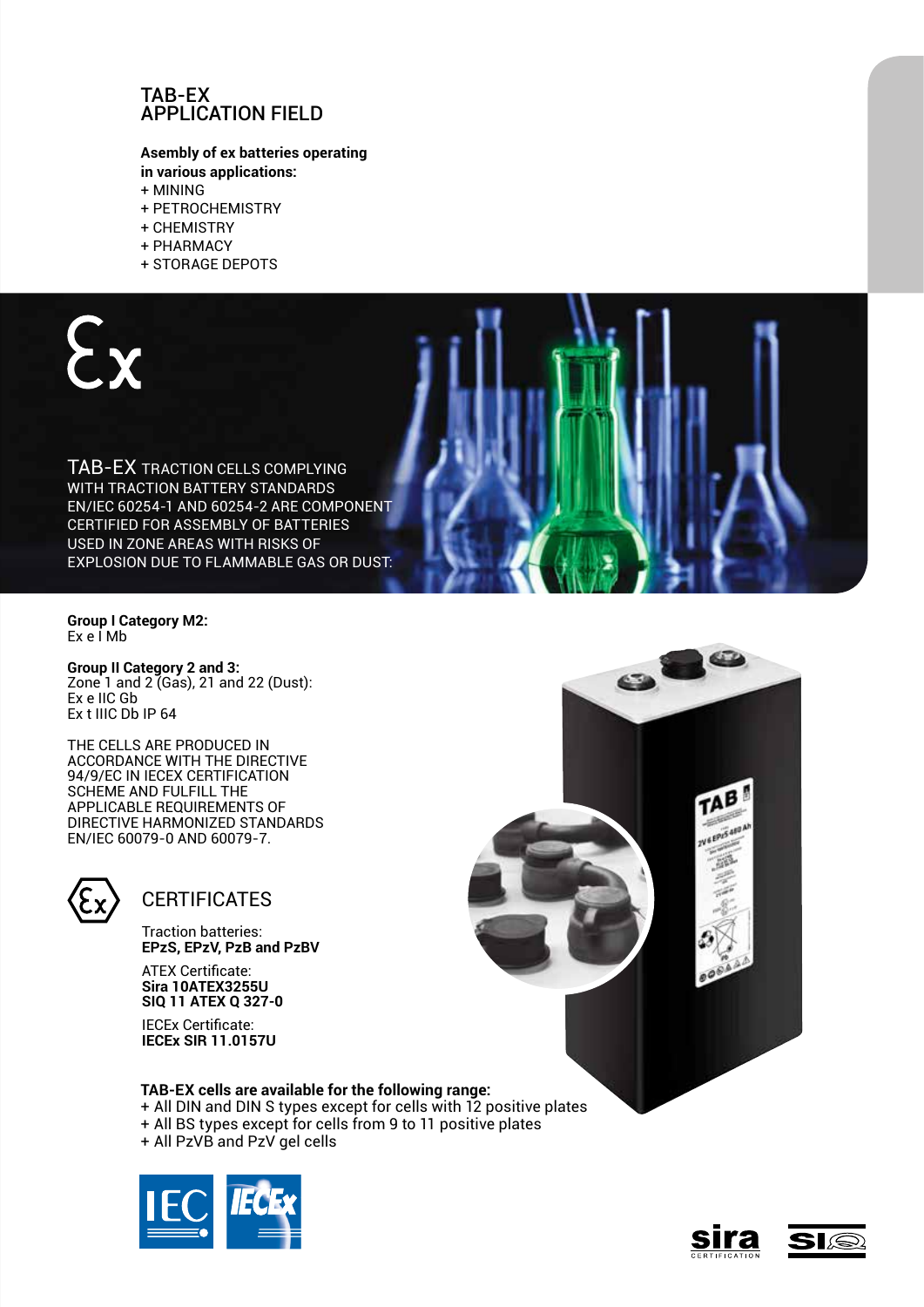# TAB-EX APPLICATION FIELD

**Asembly of ex batteries operating in various applications:**

+ MINING
+ PETROCHEMISTRY
+ CHEMISTRY
+ PHARMACY
+ STORAGE DEPOTS

Ex

TAB-EX TRACTION CELLS COMPLYING WITH TRACTION BATTERY STANDARDS EN/IEC 60254-1 AND 60254-2 ARE COMPONENT CERTIFIED FOR ASSEMBLY OF BATTERIES USED IN ZONE AREAS WITH RISKS OF EXPLOSION DUE TO FLAMMABLE GAS OR DUST:

**Group I Category M2:**
Ex e I Mb

**Group II Category 2 and 3:**
Zone 1 and 2 (Gas), 21 and 22 (Dust):
Ex e IIC Gb
Ex t IIIC Db IP 64

THE CELLS ARE PRODUCED IN ACCORDANCE WITH THE DIRECTIVE 94/9/EC IN IECEX CERTIFICATION SCHEME AND FULFILL THE APPLICABLE REQUIREMENTS OF DIRECTIVE HARMONIZED STANDARDS EN/IEC 60079-0 AND 60079-7.

## CERTIFICATES

Traction batteries:
**EPzS, EPzV, PzB and PzBV**

ATEX Certificate:
**Sira 10ATEX3255U**
**SIQ 11 ATEX Q 327-0**

IECEx Certificate:
**IECEx SIR 11.0157U**

**TAB-EX cells are available for the following range:**

+ All DIN and DIN S types except for cells with 12 positive plates
+ All BS types except for cells from 9 to 11 positive plates
+ All PzVB and PzV gel cells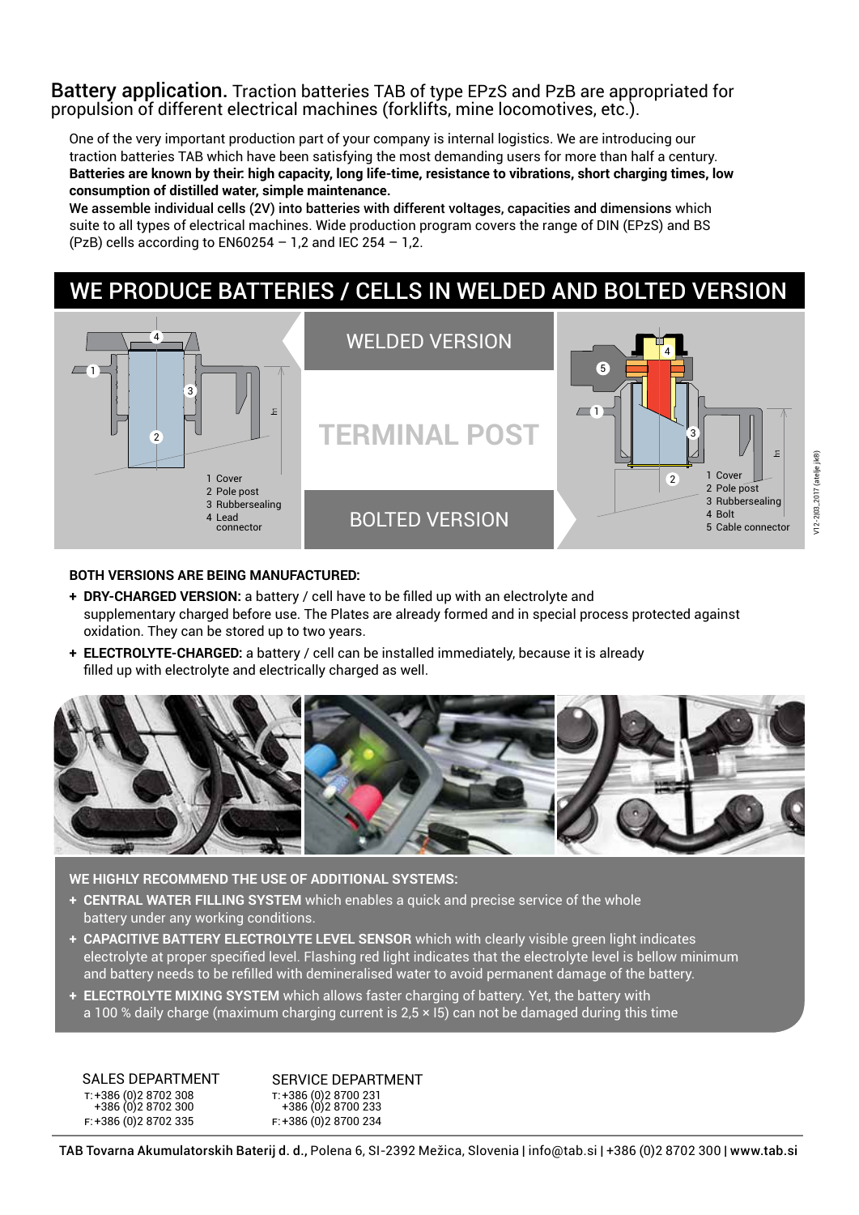**Battery application.** Traction batteries TAB of type EPzS and PzB are appropriated for propulsion of different electrical machines (forklifts, mine locomotives, etc.).

One of the very important production part of your company is internal logistics. We are introducing our traction batteries TAB which have been satisfying the most demanding users for more than half a century. **Batteries are known by their: high capacity, long life-time, resistance to vibrations, short charging times, low consumption of distilled water, simple maintenance.**

**We assemble individual cells (2V) into batteries with different voltages, capacities and dimensions** which suite to all types of electrical machines. Wide production program covers the range of DIN (EPzS) and BS (PzB) cells according to EN60254 – 1,2 and IEC 254 – 1,2.

## WE PRODUCE BATTERIES / CELLS IN WELDED AND BOLTED VERSION

WELDED VERSION

TERMINAL POST

BOLTED VERSION

Welded version:
1 Cover
2 Pole post
3 Rubbersealing
4 Lead connector

Bolted version:
1 Cover
2 Pole post
3 Rubbersealing
4 Bolt
5 Cable connector

**BOTH VERSIONS ARE BEING MANUFACTURED:**

- **DRY-CHARGED VERSION:** a battery / cell have to be filled up with an electrolyte and supplementary charged before use. The Plates are already formed and in special process protected against oxidation. They can be stored up to two years.
- **ELECTROLYTE-CHARGED:** a battery / cell can be installed immediately, because it is already filled up with electrolyte and electrically charged as well.

**WE HIGHLY RECOMMEND THE USE OF ADDITIONAL SYSTEMS:**

- **CENTRAL WATER FILLING SYSTEM** which enables a quick and precise service of the whole battery under any working conditions.
- **CAPACITIVE BATTERY ELECTROLYTE LEVEL SENSOR** which with clearly visible green light indicates electrolyte at proper specified level. Flashing red light indicates that the electrolyte level is bellow minimum and battery needs to be refilled with demineralised water to avoid permanent damage of the battery.
- **ELECTROLYTE MIXING SYSTEM** which allows faster charging of battery. Yet, the battery with a 100 % daily charge (maximum charging current is 2,5 × I5) can not be damaged during this time

SALES DEPARTMENT
T: +386 (0)2 8702 308
+386 (0)2 8702 300
F: +386 (0)2 8702 335

SERVICE DEPARTMENT
T: +386 (0)2 8700 231
+386 (0)2 8700 233
F: +386 (0)2 8700 234

**TAB Tovarna Akumulatorskih Baterij d. d.,** Polena 6, SI-2392 Mežica, Slovenia | info@tab.si | +386 (0)2 8702 300 | www.tab.si